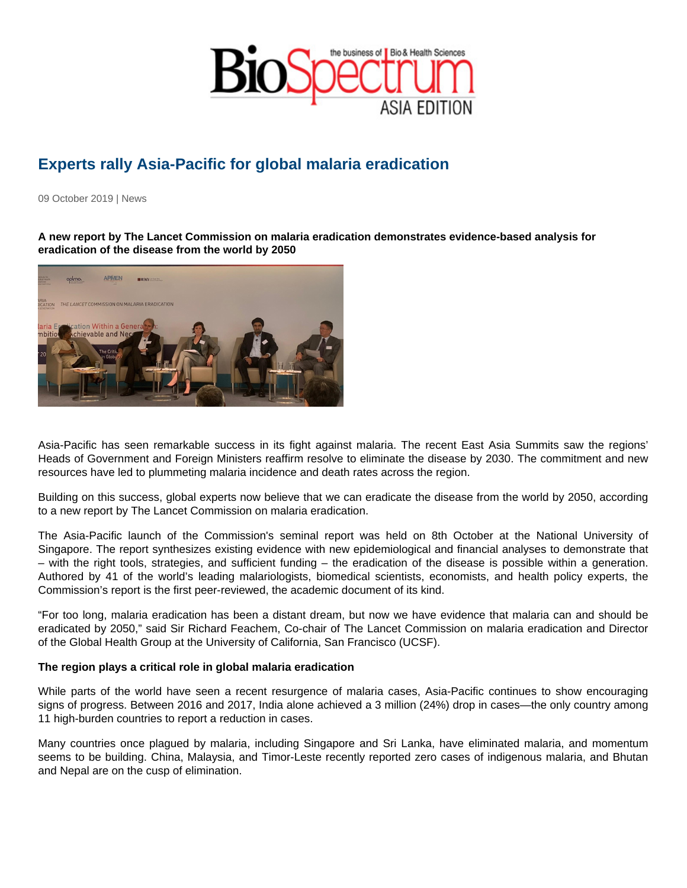# Experts rally Asia-Pacific for global malaria eradication

09 October 2019 | News

**A new report by The Lancet Commission on malaria eradication demonstrates evidence-based analysis for eradication of the disease from the world by 2050**

Asia-Pacific has seen remarkable success in its fight against malaria. The recent East Asia Summits saw the regions' Heads of Government and Foreign Ministers reaffirm resolve to eliminate the disease by 2030. The commitment and new resources have led to plummeting malaria incidence and death rates across the region.

Building on this success, global experts now believe that we can eradicate the disease from the world by 2050, according to a new report by The Lancet Commission on malaria eradication.

The Asia-Pacific launch of the Commission's seminal report was held on 8th October at the National University of Singapore. The report synthesizes existing evidence with new epidemiological and financial analyses to demonstrate that – with the right tools, strategies, and sufficient funding – the eradication of the disease is possible within a generation. Authored by 41 of the world's leading malariologists, biomedical scientists, economists, and health policy experts, the Commission's report is the first peer-reviewed, the academic document of its kind.

"For too long, malaria eradication has been a distant dream, but now we have evidence that malaria can and should be eradicated by 2050," said Sir Richard Feachem, Co-chair of The Lancet Commission on malaria eradication and Director of the Global Health Group at the University of California, San Francisco (UCSF).

**The region plays a critical role in global malaria eradication**

While parts of the world have seen a recent resurgence of malaria cases, Asia-Pacific continues to show encouraging signs of progress. Between 2016 and 2017, India alone achieved a 3 million (24%) drop in cases—the only country among 11 high-burden countries to report a reduction in cases.

Many countries once plagued by malaria, including Singapore and Sri Lanka, have eliminated malaria, and momentum seems to be building. China, Malaysia, and Timor-Leste recently reported zero cases of indigenous malaria, and Bhutan and Nepal are on the cusp of elimination.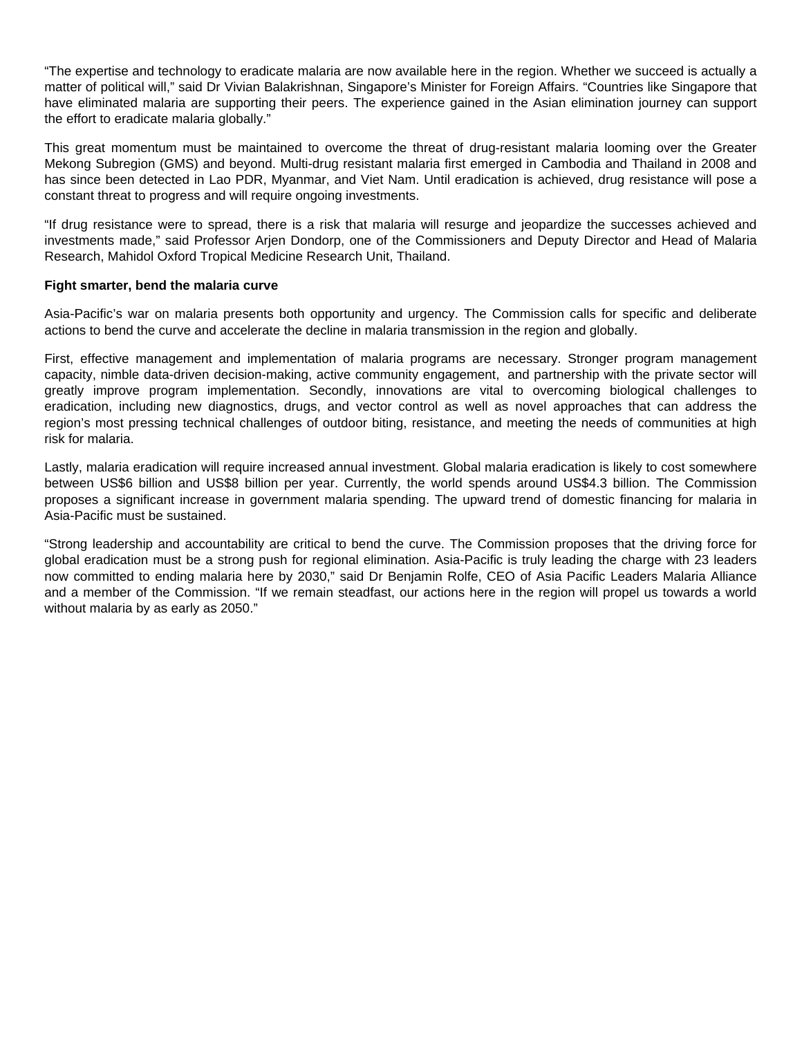"The expertise and technology to eradicate malaria are now available here in the region. Whether we succeed is actually a matter of political will," said Dr Vivian Balakrishnan, Singapore's Minister for Foreign Affairs. "Countries like Singapore that have eliminated malaria are supporting their peers. The experience gained in the Asian elimination journey can support the effort to eradicate malaria globally."

This great momentum must be maintained to overcome the threat of drug-resistant malaria looming over the Greater Mekong Subregion (GMS) and beyond. Multi-drug resistant malaria first emerged in Cambodia and Thailand in 2008 and has since been detected in Lao PDR, Myanmar, and Viet Nam. Until eradication is achieved, drug resistance will pose a constant threat to progress and will require ongoing investments.

"If drug resistance were to spread, there is a risk that malaria will resurge and jeopardize the successes achieved and investments made," said Professor Arjen Dondorp, one of the Commissioners and Deputy Director and Head of Malaria Research, Mahidol Oxford Tropical Medicine Research Unit, Thailand.

**Fight smarter, bend the malaria curve**

Asia-Pacific's war on malaria presents both opportunity and urgency. The Commission calls for specific and deliberate actions to bend the curve and accelerate the decline in malaria transmission in the region and globally.

First, effective management and implementation of malaria programs are necessary. Stronger program management capacity, nimble data-driven decision-making, active community engagement, and partnership with the private sector will greatly improve program implementation. Secondly, innovations are vital to overcoming biological challenges to eradication, including new diagnostics, drugs, and vector control as well as novel approaches that can address the region's most pressing technical challenges of outdoor biting, resistance, and meeting the needs of communities at high risk for malaria.

Lastly, malaria eradication will require increased annual investment. Global malaria eradication is likely to cost somewhere between US$6 billion and US$8 billion per year. Currently, the world spends around US$4.3 billion. The Commission proposes a significant increase in government malaria spending. The upward trend of domestic financing for malaria in Asia-Pacific must be sustained.

"Strong leadership and accountability are critical to bend the curve. The Commission proposes that the driving force for global eradication must be a strong push for regional elimination. Asia-Pacific is truly leading the charge with 23 leaders now committed to ending malaria here by 2030," said Dr Benjamin Rolfe, CEO of Asia Pacific Leaders Malaria Alliance and a member of the Commission. "If we remain steadfast, our actions here in the region will propel us towards a world without malaria by as early as 2050."